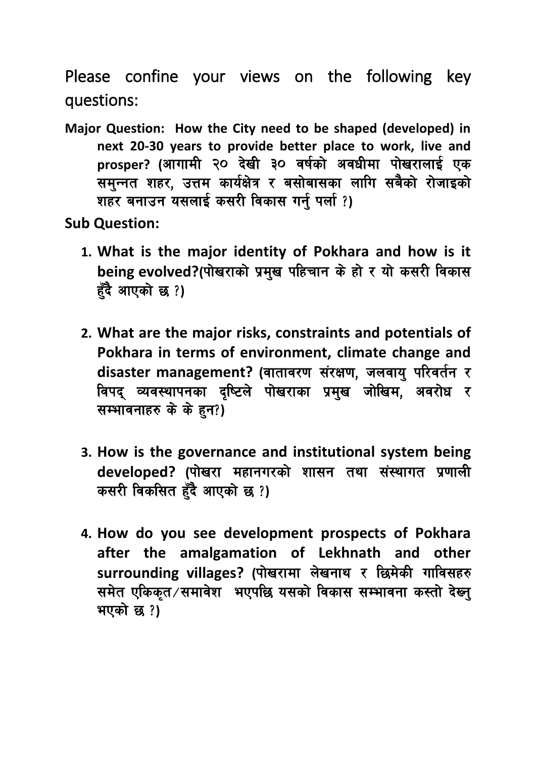Please confine your views on the following key questions:

**Major Question: How the City need to be shaped (developed) in next 20-30 years to provide better place to work, live and prosper? (आगामी २० देखी ३० वर्षको अवधीमा पोखरालाई एक समुन्नत शहर, उत्तम कार्यक्षेत्र र बसोबासका लागि सबैको रोजाइको शहर बनाउन यसलाई कसरी विकास गर्नु पर्ला ?)**

**Sub Question:**

1. **What is the major identity of Pokhara and how is it being evolved?(पोखराको प्रमुख पहिचान के हो र यो कसरी विकास हुँदै आएको छ ?)**

2. **What are the major risks, constraints and potentials of Pokhara in terms of environment, climate change and disaster management? (वातावरण संरक्षण, जलवायु परिवर्तन र विपद् व्यवस्थापनका दृष्टिले पोखराका प्रमुख जोखिम, अवरोध र सम्भावनाहरु के के हुन?)**

3. **How is the governance and institutional system being developed? (पोखरा महानगरको शासन तथा संस्थागत प्रणाली कसरी विकसित हुँदै आएको छ ?)**

4. **How do you see development prospects of Pokhara after the amalgamation of Lekhnath and other surrounding villages? (पोखरामा लेखनाथ र छिमेकी गाविसहरु समेत एकिकृत/समावेश भएपछि यसको विकास सम्भावना कस्तो देख्नु भएको छ ?)**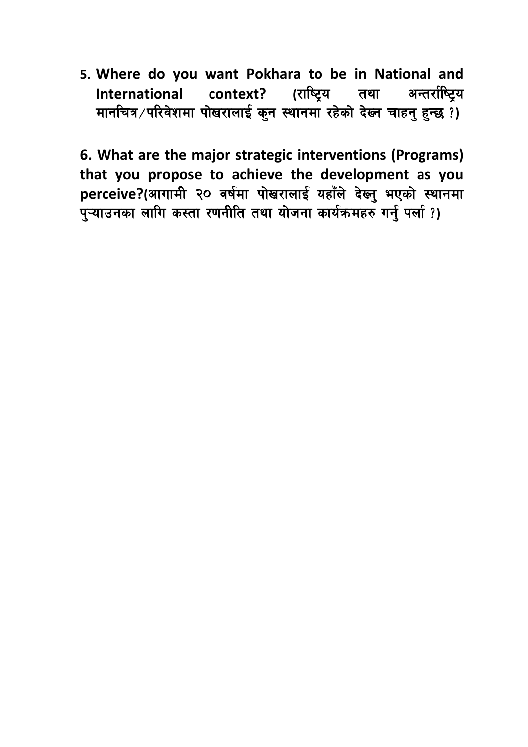5. **Where do you want Pokhara to be in National and International context? (राष्ट्रिय तथा अन्तर्राष्ट्रिय मानचित्र/परिवेशमा पोखरालाई कुन स्थानमा रहेको देख्न चाहनु हुन्छ ?)**

**6. What are the major strategic interventions (Programs) that you propose to achieve the development as you perceive?(आगामी २० वर्षमा पोखरालाई यहाँले देख्नु भएको स्थानमा पुऱ्याउनका लागि कस्ता रणनीति तथा योजना कार्यक्रमहरु गर्नु पर्ला ?)**